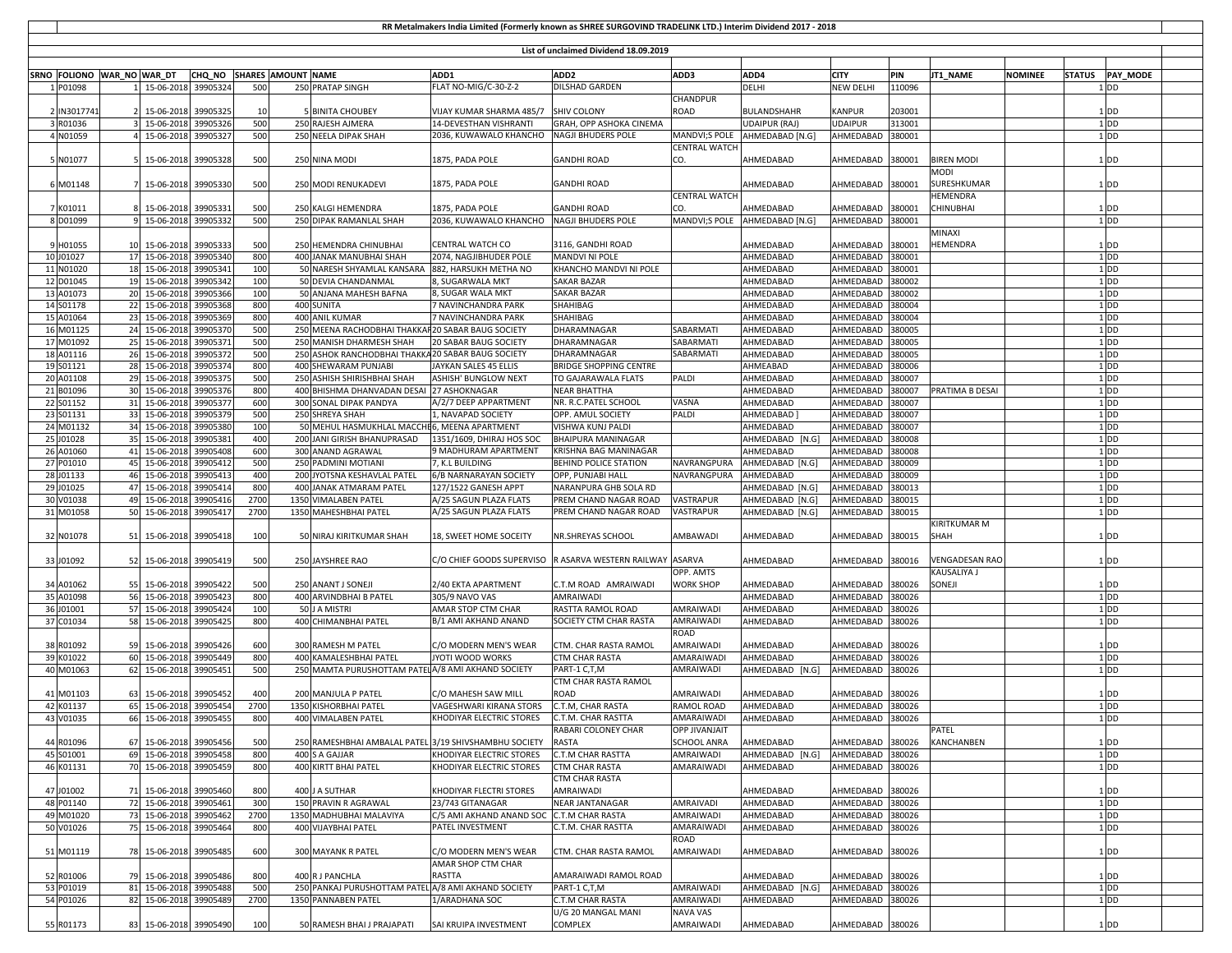# RR Metalmakers India Limited (Formerly known as SHREE SURGOVIND TRADELINK LTD.) Interim Dividend 2017 - 2018

## List of unclaimed Dividend 18.09.2019

| SRNO | FOLIONO | WAR_NO | WAR_DT | CHQ_NO | SHARES | AMOUNT | NAME | ADD1 | ADD2 | ADD3 | ADD4 | CITY | PIN | JT1_NAME | NOMINEE | STATUS | PAY_MODE |
|---|---|---|---|---|---|---|---|---|---|---|---|---|---|---|---|---|---|
| 1 | P01098 | 1 | 15-06-2018 | 39905324 | 500 | 250 | PRATAP SINGH | FLAT NO-MIG/C-30-Z-2 | DILSHAD GARDEN | | DELHI | NEW DELHI | 110096 | | | 1 | DD |
| 2 | IN3017741 | 2 | 15-06-2018 | 39905325 | 10 | 5 | BINITA CHOUBEY | VIJAY KUMAR SHARMA 485/7 | SHIV COLONY | CHANDPUR ROAD | BULANDSHAHR | KANPUR | 203001 | | | 1 | DD |
| 3 | R01036 | 3 | 15-06-2018 | 39905326 | 500 | 250 | RAJESH AJMERA | 14-DEVESTHAN VISHRANTI | GRAH, OPP ASHOKA CINEMA | | UDAIPUR (RAJ) | UDAIPUR | 313001 | | | 1 | DD |
| 4 | N01059 | 4 | 15-06-2018 | 39905327 | 500 | 250 | NEELA DIPAK SHAH | 2036, KUWAWALO KHANCHO | NAGJI BHUDERS POLE | MANDVI;S POLE | AHMEDABAD [N.G] | AHMEDABAD | 380001 | | | 1 | DD |
| 5 | N01077 | 5 | 15-06-2018 | 39905328 | 500 | 250 | NINA MODI | 1875, PADA POLE | GANDHI ROAD | CENTRAL WATCH CO. | AHMEDABAD | AHMEDABAD | 380001 | BIREN MODI | | 1 | DD |
| 6 | M01148 | 7 | 15-06-2018 | 39905330 | 500 | 250 | MODI RENUKADEVI | 1875, PADA POLE | GANDHI ROAD | | AHMEDABAD | AHMEDABAD | 380001 | MODI SURESHKUMAR | | 1 | DD |
| 7 | K01011 | 8 | 15-06-2018 | 39905331 | 500 | 250 | KALGI HEMENDRA | 1875, PADA POLE | GANDHI ROAD | CENTRAL WATCH CO. | AHMEDABAD | AHMEDABAD | 380001 | HEMENDRA CHINUBHAI | | 1 | DD |
| 8 | D01099 | 9 | 15-06-2018 | 39905332 | 500 | 250 | DIPAK RAMANLAL SHAH | 2036, KUWAWALO KHANCHO | NAGJI BHUDERS POLE | MANDVI;S POLE | AHMEDABAD [N.G] | AHMEDABAD | 380001 | | | 1 | DD |
| 9 | H01055 | 10 | 15-06-2018 | 39905333 | 500 | 250 | HEMENDRA CHINUBHAI | CENTRAL WATCH CO | 3116, GANDHI ROAD | | AHMEDABAD | AHMEDABAD | 380001 | MINAXI HEMENDRA | | 1 | DD |
| 10 | J01027 | 17 | 15-06-2018 | 39905340 | 800 | 400 | JANAK MANUBHAI SHAH | 2074, NAGJIBHUDER POLE | MANDVI NI POLE | | AHMEDABAD | AHMEDABAD | 380001 | | | 1 | DD |
| 11 | N01020 | 18 | 15-06-2018 | 39905341 | 100 | 50 | NARESH SHYAMLAL KANSARA | 882, HARSUKH METHA NO | KHANCHO MANDVI NI POLE | | AHMEDABAD | AHMEDABAD | 380001 | | | 1 | DD |
| 12 | D01045 | 19 | 15-06-2018 | 39905342 | 100 | 50 | DEVIA CHANDANMAL | 8, SUGARWALA MKT | SAKAR BAZAR | | AHMEDABAD | AHMEDABAD | 380002 | | | 1 | DD |
| 13 | A01073 | 20 | 15-06-2018 | 39905366 | 100 | 50 | ANJANA MAHESH BAFNA | 8, SUGAR WALA MKT | SAKAR BAZAR | | AHMEDABAD | AHMEDABAD | 380002 | | | 1 | DD |
| 14 | S01178 | 22 | 15-06-2018 | 39905368 | 800 | 400 | SUNITA | 7 NAVINCHANDRA PARK | SHAHIBAG | | AHMEDABAD | AHMEDABAD | 380004 | | | 1 | DD |
| 15 | A01064 | 23 | 15-06-2018 | 39905369 | 800 | 400 | ANIL KUMAR | 7 NAVINCHANDRA PARK | SHAHIBAG | | AHMEDABAD | AHMEDABAD | 380004 | | | 1 | DD |
| 16 | M01125 | 24 | 15-06-2018 | 39905370 | 500 | 250 | MEENA RACHODBHAI THAKKAR | 20 SABAR BAUG SOCIETY | DHARAMNAGAR | SABARMATI | AHMEDABAD | AHMEDABAD | 380005 | | | 1 | DD |
| 17 | M01092 | 25 | 15-06-2018 | 39905371 | 500 | 250 | MANISH DHARMESH SHAH | 20 SABAR BAUG SOCIETY | DHARAMNAGAR | SABARMATI | AHMEDABAD | AHMEDABAD | 380005 | | | 1 | DD |
| 18 | A01116 | 26 | 15-06-2018 | 39905372 | 500 | 250 | ASHOK RANCHODBHAI THAKKA | 20 SABAR BAUG SOCIETY | DHARAMNAGAR | SABARMATI | AHMEDABAD | AHMEDABAD | 380005 | | | 1 | DD |
| 19 | S01121 | 28 | 15-06-2018 | 39905374 | 800 | 400 | SHEWARAM PUNJABI | JAYKAN SALES 45 ELLIS | BRIDGE SHOPPING CENTRE | | AHMEABAD | AHMEDABAD | 380006 | | | 1 | DD |
| 20 | A01108 | 29 | 15-06-2018 | 39905375 | 500 | 250 | ASHISH SHIRISHBHAI SHAH | ASHISH' BUNGLOW NEXT | TO GAJARAWALA FLATS | PALDI | AHMEDABAD | AHMEDABAD | 380007 | | | 1 | DD |
| 21 | B01096 | 30 | 15-06-2018 | 39905376 | 800 | 400 | BHISHMA DHANVADAN DESAI | 27 ASHOKNAGAR | NEAR BHATTHA | | AHMEDABAD | AHMEDABAD | 380007 | PRATIMA B DESAI | | 1 | DD |
| 22 | S01152 | 31 | 15-06-2018 | 39905377 | 600 | 300 | SONAL DIPAK PANDYA | A/2/7 DEEP APPARTMENT | NR. R.C.PATEL SCHOOL | VASNA | AHMEDABAD | AHMEDABAD | 380007 | | | 1 | DD |
| 23 | S01131 | 33 | 15-06-2018 | 39905379 | 500 | 250 | SHREYA SHAH | 1, NAVAPAD SOCIETY | OPP. AMUL SOCIETY | PALDI | AHMEDABAD ] | AHMEDABAD | 380007 | | | 1 | DD |
| 24 | M01132 | 34 | 15-06-2018 | 39905380 | 100 | 50 | MEHUL HASMUKHLAL MACCHI | 6, MEENA APARTMENT | VISHWA KUNJ PALDI | | AHMEDABAD | AHMEDABAD | 380007 | | | 1 | DD |
| 25 | J01028 | 35 | 15-06-2018 | 39905381 | 400 | 200 | JANI GIRISH BHANUPRASAD | 1351/1609, DHIRAJ HOS SOC | BHAIPURA MANINAGAR | | AHMEDABAD [N.G] | AHMEDABAD | 380008 | | | 1 | DD |
| 26 | A01060 | 41 | 15-06-2018 | 39905408 | 600 | 300 | ANAND AGRAWAL | 9 MADHURAM APARTMENT | KRISHNA BAG MANINAGAR | | AHMEDABAD | AHMEDABAD | 380008 | | | 1 | DD |
| 27 | P01010 | 45 | 15-06-2018 | 39905412 | 500 | 250 | PADMINI MOTIANI | 7, K.L BUILDING | BEHIND POLICE STATION | NAVRANGPURA | AHMEDABAD [N.G] | AHMEDABAD | 380009 | | | 1 | DD |
| 28 | J01133 | 46 | 15-06-2018 | 39905413 | 400 | 200 | JYOTSNA KESHAVLAL PATEL | 6/B NARNARAYAN SOCIETY | OPP, PUNJABI HALL | NAVRANGPURA | AHMEDABAD | AHMEDABAD | 380009 | | | 1 | DD |
| 29 | J01025 | 47 | 15-06-2018 | 39905414 | 800 | 400 | JANAK ATMARAM PATEL | 127/1522 GANESH APPT | NARANPURA GHB SOLA RD | | AHMEDABAD [N.G] | AHMEDABAD | 380013 | | | 1 | DD |
| 30 | V01038 | 49 | 15-06-2018 | 39905416 | 2700 | 1350 | VIMALABEN PATEL | A/25 SAGUN PLAZA FLATS | PREM CHAND NAGAR ROAD | VASTRAPUR | AHMEDABAD [N.G] | AHMEDABAD | 380015 | | | 1 | DD |
| 31 | M01058 | 50 | 15-06-2018 | 39905417 | 2700 | 1350 | MAHESHBHAI PATEL | A/25 SAGUN PLAZA FLATS | PREM CHAND NAGAR ROAD | VASTRAPUR | AHMEDABAD [N.G] | AHMEDABAD | 380015 | | | 1 | DD |
| 32 | N01078 | 51 | 15-06-2018 | 39905418 | 100 | 50 | NIRAJ KIRITKUMAR SHAH | 18, SWEET HOME SOCEITY | NR.SHREYAS SCHOOL | AMBAWADI | AHMEDABAD | AHMEDABAD | 380015 | KIRITKUMAR M SHAH | | 1 | DD |
| 33 | J01092 | 52 | 15-06-2018 | 39905419 | 500 | 250 | JAYSHREE RAO | C/O CHIEF GOODS SUPERVISO | R ASARVA WESTERN RAILWAY | ASARVA | AHMEDABAD | AHMEDABAD | 380016 | VENGADESAN RAO | | 1 | DD |
| 34 | A01062 | 55 | 15-06-2018 | 39905422 | 500 | 250 | ANANT J SONEJI | 2/40 EKTA APARTMENT | C.T.M ROAD AMRAIWADI | OPP. AMTS WORK SHOP | AHMEDABAD | AHMEDABAD | 380026 | KAUSALIYA J SONEJI | | 1 | DD |
| 35 | A01098 | 56 | 15-06-2018 | 39905423 | 800 | 400 | ARVINDBHAI B PATEL | 305/9 NAVO VAS | AMRAIWADI | | AHMEDABAD | AHMEDABAD | 380026 | | | 1 | DD |
| 36 | J01001 | 57 | 15-06-2018 | 39905424 | 100 | 50 | J A MISTRI | AMAR STOP CTM CHAR | RASTTA RAMOL ROAD | AMRAIWADI | AHMEDABAD | AHMEDABAD | 380026 | | | 1 | DD |
| 37 | C01034 | 58 | 15-06-2018 | 39905425 | 800 | 400 | CHIMANBHAI PATEL | B/1 AMI AKHAND ANAND | SOCIETY CTM CHAR RASTA | AMRAIWADI | AHMEDABAD | AHMEDABAD | 380026 | | | 1 | DD |
| 38 | R01092 | 59 | 15-06-2018 | 39905426 | 600 | 300 | RAMESH M PATEL | C/O MODERN MEN'S WEAR | CTM. CHAR RASTA RAMOL | ROAD AMRAIWADI | AHMEDABAD | AHMEDABAD | 380026 | | | 1 | DD |
| 39 | K01022 | 60 | 15-06-2018 | 39905449 | 800 | 400 | KAMALESHBHAI PATEL | JYOTI WOOD WORKS | CTM CHAR RASTA | AMARAIWADI | AHMEDABAD | AHMEDABAD | 380026 | | | 1 | DD |
| 40 | M01063 | 62 | 15-06-2018 | 39905451 | 500 | 250 | MAMTA PURUSHOTTAM PATEL | A/8 AMI AKHAND SOCIETY | PART-1 C,T,M | AMRAIWADI | AHMEDABAD [N.G] | AHMEDABAD | 380026 | | | 1 | DD |
| 41 | M01103 | 63 | 15-06-2018 | 39905452 | 400 | 200 | MANJULA P PATEL | C/O MAHESH SAW MILL | CTM CHAR RASTA RAMOL ROAD | AMRAIWADI | AHMEDABAD | AHMEDABAD | 380026 | | | 1 | DD |
| 42 | K01137 | 65 | 15-06-2018 | 39905454 | 2700 | 1350 | KISHORBHAI PATEL | VAGESHWARI KIRANA STORS | C.T.M, CHAR RASTA | RAMOL ROAD | AHMEDABAD | AHMEDABAD | 380026 | | | 1 | DD |
| 43 | V01035 | 66 | 15-06-2018 | 39905455 | 800 | 400 | VIMALABEN PATEL | KHODIYAR ELECTRIC STORES | C.T.M. CHAR RASTTA | AMARAIWADI | AHMEDABAD | AHMEDABAD | 380026 | | | 1 | DD |
| 44 | R01096 | 67 | 15-06-2018 | 39905456 | 500 | 250 | RAMESHBHAI AMBALAL PATEL | 3/19 SHIVSHAMBHU SOCIETY | RABARI COLONEY CHAR RASTA | OPP JIVANJAIT SCHOOL ANRA | AHMEDABAD | AHMEDABAD | 380026 | PATEL KANCHANBEN | | 1 | DD |
| 45 | S01001 | 69 | 15-06-2018 | 39905458 | 800 | 400 | S A GAJJAR | KHODIYAR ELECTRIC STORES | C.T.M CHAR RASTTA | AMRAIWADI | AHMEDABAD [N.G] | AHMEDABAD | 380026 | | | 1 | DD |
| 46 | K01131 | 70 | 15-06-2018 | 39905459 | 800 | 400 | KIRTT BHAI PATEL | KHODIYAR ELECTRIC STORES | CTM CHAR RASTA | AMARAIWADI | AHMEDABAD | AHMEDABAD | 380026 | | | 1 | DD |
| 47 | J01002 | 71 | 15-06-2018 | 39905460 | 800 | 400 | J A SUTHAR | KHODIYAR ELECTRI STORES | CTM CHAR RASTA AMRAIWADI | | AHMEDABAD | AHMEDABAD | 380026 | | | 1 | DD |
| 48 | P01140 | 72 | 15-06-2018 | 39905461 | 300 | 150 | PRAVIN R AGRAWAL | 23/743 GITANAGAR | NEAR JANTANAGAR | AMRAIVADI | AHMEDABAD | AHMEDABAD | 380026 | | | 1 | DD |
| 49 | M01020 | 73 | 15-06-2018 | 39905462 | 2700 | 1350 | MADHUBHAI MALAVIYA | C/5 AMI AKHAND ANAND SOC | C.T.M CHAR RASTA | AMRAIWADI | AHMEDABAD | AHMEDABAD | 380026 | | | 1 | DD |
| 50 | V01026 | 75 | 15-06-2018 | 39905464 | 800 | 400 | VIJAYBHAI PATEL | PATEL INVESTMENT | C.T.M. CHAR RASTTA | AMARAIWADI | AHMEDABAD | AHMEDABAD | 380026 | | | 1 | DD |
| 51 | M01119 | 78 | 15-06-2018 | 39905485 | 600 | 300 | MAYANK R PATEL | C/O MODERN MEN'S WEAR | CTM. CHAR RASTA RAMOL | ROAD AMRAIWADI | AHMEDABAD | AHMEDABAD | 380026 | | | 1 | DD |
| 52 | R01006 | 79 | 15-06-2018 | 39905486 | 800 | 400 | R J PANCHLA | AMAR SHOP CTM CHAR RASTTA | AMARAIWADI RAMOL ROAD | | AHMEDABAD | AHMEDABAD | 380026 | | | 1 | DD |
| 53 | P01019 | 81 | 15-06-2018 | 39905488 | 500 | 250 | PANKAJ PURUSHOTTAM PATEL | A/8 AMI AKHAND SOCIETY | PART-1 C,T,M | AMRAIWADI | AHMEDABAD [N.G] | AHMEDABAD | 380026 | | | 1 | DD |
| 54 | P01026 | 82 | 15-06-2018 | 39905489 | 2700 | 1350 | PANNABEN PATEL | 1/ARADHANA SOC | C.T.M CHAR RASTA | AMRAIWADI | AHMEDABAD | AHMEDABAD | 380026 | | | 1 | DD |
| 55 | R01173 | 83 | 15-06-2018 | 39905490 | 100 | 50 | RAMESH BHAI J PRAJAPATI | SAI KRUIPA INVESTMENT | U/G 20 MANGAL MANI COMPLEX | NAVA VAS AMRAIWADI | AHMEDABAD | AHMEDABAD | 380026 | | | 1 | DD |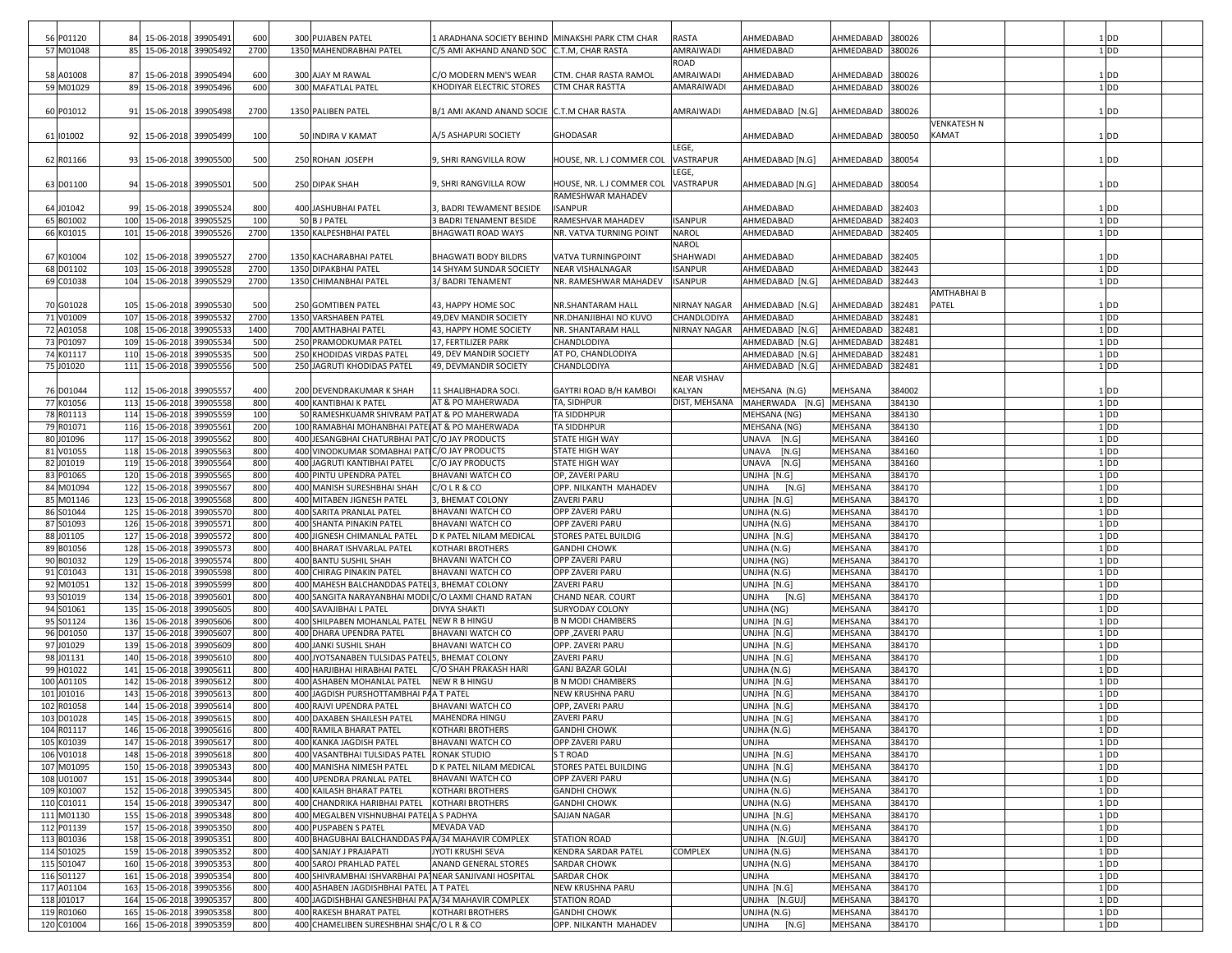| | | | | | | | | | | | | | | | | |
|---|---|---|---|---|---|---|---|---|---|---|---|---|---|---|---|---|
| 56 | P01120 | 84 | 15-06-2018 | 39905491 | 600 | 300 | PUJABEN PATEL | 1 ARADHANA SOCIETY BEHIND | MINAKSHI PARK CTM CHAR | RASTA | AHMEDABAD | AHMEDABAD | 380026 | | | 1 DD |
| 57 | M01048 | 85 | 15-06-2018 | 39905492 | 2700 | 1350 | MAHENDRABHAI PATEL | C/5 AMI AKHAND ANAND SOC | C.T.M, CHAR RASTA | AMRAIWADI | AHMEDABAD | AHMEDABAD | 380026 | | | 1 DD |
| 58 | A01008 | 87 | 15-06-2018 | 39905494 | 600 | 300 | AJAY M RAWAL | C/O MODERN MEN'S WEAR | CTM. CHAR RASTA RAMOL | ROAD AMRAIWADI | AHMEDABAD | AHMEDABAD | 380026 | | | 1 DD |
| 59 | M01029 | 89 | 15-06-2018 | 39905496 | 600 | 300 | MAFATLAL PATEL | KHODIYAR ELECTRIC STORES | CTM CHAR RASTTA | AMARAIWADI | AHMEDABAD | AHMEDABAD | 380026 | | | 1 DD |
| 60 | P01012 | 91 | 15-06-2018 | 39905498 | 2700 | 1350 | PALIBEN PATEL | B/1 AMI AKAND ANAND SOCIE | C.T.M CHAR RASTA | AMRAIWADI | AHMEDABAD [N.G] | AHMEDABAD | 380026 | | | 1 DD |
| 61 | I01002 | 92 | 15-06-2018 | 39905499 | 100 | 50 | INDIRA V KAMAT | A/5 ASHAPURI SOCIETY | GHODASAR | | AHMEDABAD | AHMEDABAD | 380050 | VENKATESH N KAMAT | | 1 DD |
| 62 | R01166 | 93 | 15-06-2018 | 39905500 | 500 | 250 | ROHAN JOSEPH | 9, SHRI RANGVILLA ROW | HOUSE, NR. L J COMMER COL | LEGE, VASTRAPUR | AHMEDABAD [N.G] | AHMEDABAD | 380054 | | | 1 DD |
| 63 | D01100 | 94 | 15-06-2018 | 39905501 | 500 | 250 | DIPAK SHAH | 9, SHRI RANGVILLA ROW | HOUSE, NR. L J COMMER COL | LEGE, VASTRAPUR | AHMEDABAD [N.G] | AHMEDABAD | 380054 | | | 1 DD |
| 64 | J01042 | 99 | 15-06-2018 | 39905524 | 800 | 400 | JASHUBHAI PATEL | 3, BADRI TEWAMENT BESIDE | RAMESHWAR MAHADEV ISANPUR | | AHMEDABAD | AHMEDABAD | 382403 | | | 1 DD |
| 65 | B01002 | 100 | 15-06-2018 | 39905525 | 100 | 50 | B J PATEL | 3 BADRI TENAMENT BESIDE | RAMESHVAR MAHADEV | ISANPUR | AHMEDABAD | AHMEDABAD | 382403 | | | 1 DD |
| 66 | K01015 | 101 | 15-06-2018 | 39905526 | 2700 | 1350 | KALPESHBHAI PATEL | BHAGWATI ROAD WAYS | NR. VATVA TURNING POINT | NAROL | AHMEDABAD | AHMEDABAD | 382405 | | | 1 DD |
| 67 | K01004 | 102 | 15-06-2018 | 39905527 | 2700 | 1350 | KACHARABHAI PATEL | BHAGWATI BODY BILDRS | VATVA TURNINGPOINT | NAROL SHAHWADI | AHMEDABAD | AHMEDABAD | 382405 | | | 1 DD |
| 68 | D01102 | 103 | 15-06-2018 | 39905528 | 2700 | 1350 | DIPAKBHAI PATEL | 14 SHYAM SUNDAR SOCIETY | NEAR VISHALNAGAR | ISANPUR | AHMEDABAD | AHMEDABAD | 382443 | | | 1 DD |
| 69 | C01038 | 104 | 15-06-2018 | 39905529 | 2700 | 1350 | CHIMANBHAI PATEL | 3/ BADRI TENAMENT | NR. RAMESHWAR MAHADEV | ISANPUR | AHMEDABAD [N.G] | AHMEDABAD | 382443 | | | 1 DD |
| 70 | G01028 | 105 | 15-06-2018 | 39905530 | 500 | 250 | GOMTIBEN PATEL | 43, HAPPY HOME SOC | NR.SHANTARAM HALL | NIRNAY NAGAR | AHMEDABAD [N.G] | AHMEDABAD | 382481 | AMTHABHAI B PATEL | | 1 DD |
| 71 | V01009 | 107 | 15-06-2018 | 39905532 | 2700 | 1350 | VARSHABEN PATEL | 49,DEV MANDIR SOCIETY | NR.DHANJIBHAI NO KUVO | CHANDLODIYA | AHMEDABAD | AHMEDABAD | 382481 | | | 1 DD |
| 72 | A01058 | 108 | 15-06-2018 | 39905533 | 1400 | 700 | AMTHABHAI PATEL | 43, HAPPY HOME SOCIETY | NR. SHANTARAM HALL | NIRNAY NAGAR | AHMEDABAD [N.G] | AHMEDABAD | 382481 | | | 1 DD |
| 73 | P01097 | 109 | 15-06-2018 | 39905534 | 500 | 250 | PRAMODKUMAR PATEL | 17, FERTILIZER PARK | CHANDLODIYA | | AHMEDABAD [N.G] | AHMEDABAD | 382481 | | | 1 DD |
| 74 | K01117 | 110 | 15-06-2018 | 39905535 | 500 | 250 | KHODIDAS VIRDAS PATEL | 49, DEV MANDIR SOCIETY | AT PO, CHANDLODIYA | | AHMEDABAD [N.G] | AHMEDABAD | 382481 | | | 1 DD |
| 75 | J01020 | 111 | 15-06-2018 | 39905556 | 500 | 250 | JAGRUTI KHODIDAS PATEL | 49, DEVMANDIR SOCIETY | CHANDLODIYA | | AHMEDABAD [N.G] | AHMEDABAD | 382481 | | | 1 DD |
| 76 | D01044 | 112 | 15-06-2018 | 39905557 | 400 | 200 | DEVENDRAKUMAR K SHAH | 11 SHALIBHADRA SOCI. | GAYTRI ROAD B/H KAMBOI | NEAR VISHAV KALYAN | MEHSANA (N.G) | MEHSANA | 384002 | | | 1 DD |
| 77 | K01056 | 113 | 15-06-2018 | 39905558 | 800 | 400 | KANTIBHAI K PATEL | AT & PO MAHERWADA | TA, SIDHPUR | DIST, MEHSANA | MAHERWADA [N.G] | MEHSANA | 384130 | | | 1 DD |
| 78 | R01113 | 114 | 15-06-2018 | 39905559 | 100 | 50 | RAMESHKUAMR SHIVRAM PAT | AT & PO MAHERWADA | TA SIDDHPUR | | MEHSANA (NG) | MEHSANA | 384130 | | | 1 DD |
| 79 | R01071 | 116 | 15-06-2018 | 39905561 | 200 | 100 | RAMABHAI MOHANBHAI PATEL | AT & PO MAHERWADA | TA SIDDHPUR | | MEHSANA (NG) | MEHSANA | 384130 | | | 1 DD |
| 80 | J01096 | 117 | 15-06-2018 | 39905562 | 800 | 400 | JESANGBHAI CHATURBHAI PAT | C/O JAY PRODUCTS | STATE HIGH WAY | | UNAVA [N.G] | MEHSANA | 384160 | | | 1 DD |
| 81 | V01055 | 118 | 15-06-2018 | 39905563 | 800 | 400 | VINODKUMAR SOMABHAI PATI | C/O JAY PRODUCTS | STATE HIGH WAY | | UNAVA [N.G] | MEHSANA | 384160 | | | 1 DD |
| 82 | J01019 | 119 | 15-06-2018 | 39905564 | 800 | 400 | JAGRUTI KANTIBHAI PATEL | C/O JAY PRODUCTS | STATE HIGH WAY | | UNAVA [N.G] | MEHSANA | 384160 | | | 1 DD |
| 83 | P01065 | 120 | 15-06-2018 | 39905565 | 800 | 400 | PINTU UPENDRA PATEL | BHAVANI WATCH CO | OP, ZAVERI PARU | | UNJHA [N.G] | MEHSANA | 384170 | | | 1 DD |
| 84 | M01094 | 122 | 15-06-2018 | 39905567 | 800 | 400 | MANISH SURESHBHAI SHAH | C/O L R & CO | OPP. NILKANTH MAHADEV | | UNJHA [N.G] | MEHSANA | 384170 | | | 1 DD |
| 85 | M01146 | 123 | 15-06-2018 | 39905568 | 800 | 400 | MITABEN JIGNESH PATEL | 3, BHEMAT COLONY | ZAVERI PARU | | UNJHA [N.G] | MEHSANA | 384170 | | | 1 DD |
| 86 | S01044 | 125 | 15-06-2018 | 39905570 | 800 | 400 | SARITA PRANLAL PATEL | BHAVANI WATCH CO | OPP ZAVERI PARU | | UNJHA (N.G) | MEHSANA | 384170 | | | 1 DD |
| 87 | S01093 | 126 | 15-06-2018 | 39905571 | 800 | 400 | SHANTA PINAKIN PATEL | BHAVANI WATCH CO | OPP ZAVERI PARU | | UNJHA (N.G) | MEHSANA | 384170 | | | 1 DD |
| 88 | J01105 | 127 | 15-06-2018 | 39905572 | 800 | 400 | JIGNESH CHIMANLAL PATEL | D K PATEL NILAM MEDICAL | STORES PATEL BUILDIG | | UNJHA [N.G] | MEHSANA | 384170 | | | 1 DD |
| 89 | B01056 | 128 | 15-06-2018 | 39905573 | 800 | 400 | BHARAT ISHVARLAL PATEL | KOTHARI BROTHERS | GANDHI CHOWK | | UNJHA (N.G) | MEHSANA | 384170 | | | 1 DD |
| 90 | B01032 | 129 | 15-06-2018 | 39905574 | 800 | 400 | BANTU SUSHIL SHAH | BHAVANI WATCH CO | OPP ZAVERI PARU | | UNJHA (NG) | MEHSANA | 384170 | | | 1 DD |
| 91 | C01043 | 131 | 15-06-2018 | 39905598 | 800 | 400 | CHIRAG PINAKIN PATEL | BHAVANI WATCH CO | OPP ZAVERI PARU | | UNJHA (N.G) | MEHSANA | 384170 | | | 1 DD |
| 92 | M01051 | 132 | 15-06-2018 | 39905599 | 800 | 400 | MAHESH BALCHANDDAS PATEL | 3, BHEMAT COLONY | ZAVERI PARU | | UNJHA [N.G] | MEHSANA | 384170 | | | 1 DD |
| 93 | S01019 | 134 | 15-06-2018 | 39905601 | 800 | 400 | SANGITA NARAYANBHAI MODI | C/O LAXMI CHAND RATAN | CHAND NEAR. COURT | | UNJHA [N.G] | MEHSANA | 384170 | | | 1 DD |
| 94 | S01061 | 135 | 15-06-2018 | 39905605 | 800 | 400 | SAVAJIBHAI L PATEL | DIVYA SHAKTI | SURYODAY COLONY | | UNJHA (NG) | MEHSANA | 384170 | | | 1 DD |
| 95 | S01124 | 136 | 15-06-2018 | 39905606 | 800 | 400 | SHILPABEN MOHANLAL PATEL | NEW R B HINGU | B N MODI CHAMBERS | | UNJHA [N.G] | MEHSANA | 384170 | | | 1 DD |
| 96 | D01050 | 137 | 15-06-2018 | 39905607 | 800 | 400 | DHARA UPENDRA PATEL | BHAVANI WATCH CO | OPP ,ZAVERI PARU | | UNJHA [N.G] | MEHSANA | 384170 | | | 1 DD |
| 97 | J01029 | 139 | 15-06-2018 | 39905609 | 800 | 400 | JANKI SUSHIL SHAH | BHAVANI WATCH CO | OPP. ZAVERI PARU | | UNJHA [N.G] | MEHSANA | 384170 | | | 1 DD |
| 98 | J01131 | 140 | 15-06-2018 | 39905610 | 800 | 400 | JYOTSANABEN TULSIDAS PATEL | 5, BHEMAT COLONY | ZAVERI PARU | | UNJHA [N.G] | MEHSANA | 384170 | | | 1 DD |
| 99 | H01022 | 141 | 15-06-2018 | 39905611 | 800 | 400 | HARJIBHAI HIRABHAI PATEL | C/O SHAH PRAKASH HARI | GANJ BAZAR GOLAI | | UNJHA (N.G) | MEHSANA | 384170 | | | 1 DD |
| 100 | A01105 | 142 | 15-06-2018 | 39905612 | 800 | 400 | ASHABEN MOHANLAL PATEL | NEW R B HINGU | B N MODI CHAMBERS | | UNJHA [N.G] | MEHSANA | 384170 | | | 1 DD |
| 101 | J01016 | 143 | 15-06-2018 | 39905613 | 800 | 400 | JAGDISH PURSHOTTAMBHAI PA | A T PATEL | NEW KRUSHNA PARU | | UNJHA [N.G] | MEHSANA | 384170 | | | 1 DD |
| 102 | R01058 | 144 | 15-06-2018 | 39905614 | 800 | 400 | RAJVI UPENDRA PATEL | BHAVANI WATCH CO | OPP, ZAVERI PARU | | UNJHA [N.G] | MEHSANA | 384170 | | | 1 DD |
| 103 | D01028 | 145 | 15-06-2018 | 39905615 | 800 | 400 | DAXABEN SHAILESH PATEL | MAHENDRA HINGU | ZAVERI PARU | | UNJHA [N.G] | MEHSANA | 384170 | | | 1 DD |
| 104 | R01117 | 146 | 15-06-2018 | 39905616 | 800 | 400 | RAMILA BHARAT PATEL | KOTHARI BROTHERS | GANDHI CHOWK | | UNJHA (N.G) | MEHSANA | 384170 | | | 1 DD |
| 105 | K01039 | 147 | 15-06-2018 | 39905617 | 800 | 400 | KANKA JAGDISH PATEL | BHAVANI WATCH CO | OPP ZAVERI PARU | | UNJHA | MEHSANA | 384170 | | | 1 DD |
| 106 | V01018 | 148 | 15-06-2018 | 39905618 | 800 | 400 | VASANTBHAI TULSIDAS PATEL | RONAK STUDIO | S T ROAD | | UNJHA [N.G] | MEHSANA | 384170 | | | 1 DD |
| 107 | M01095 | 150 | 15-06-2018 | 39905343 | 800 | 400 | MANISHA NIMESH PATEL | D K PATEL NILAM MEDICAL | STORES PATEL BUILDING | | UNJHA [N.G] | MEHSANA | 384170 | | | 1 DD |
| 108 | U01007 | 151 | 15-06-2018 | 39905344 | 800 | 400 | UPENDRA PRANLAL PATEL | BHAVANI WATCH CO | OPP ZAVERI PARU | | UNJHA (N.G) | MEHSANA | 384170 | | | 1 DD |
| 109 | K01007 | 152 | 15-06-2018 | 39905345 | 800 | 400 | KAILASH BHARAT PATEL | KOTHARI BROTHERS | GANDHI CHOWK | | UNJHA (N.G) | MEHSANA | 384170 | | | 1 DD |
| 110 | C01011 | 154 | 15-06-2018 | 39905347 | 800 | 400 | CHANDRIKA HARIBHAI PATEL | KOTHARI BROTHERS | GANDHI CHOWK | | UNJHA (N.G) | MEHSANA | 384170 | | | 1 DD |
| 111 | M01130 | 155 | 15-06-2018 | 39905348 | 800 | 400 | MEGALBEN VISHNUBHAI PATEL | A S PADHYA | SAJJAN NAGAR | | UNJHA [N.G] | MEHSANA | 384170 | | | 1 DD |
| 112 | P01139 | 157 | 15-06-2018 | 39905350 | 800 | 400 | PUSPABEN S PATEL | MEVADA VAD | | | UNJHA (N.G) | MEHSANA | 384170 | | | 1 DD |
| 113 | B01036 | 158 | 15-06-2018 | 39905351 | 800 | 400 | BHAGUBHAI BALCHANDDAS PA | A/34 MAHAVIR COMPLEX | STATION ROAD | | UNJHA [N.GUJ] | MEHSANA | 384170 | | | 1 DD |
| 114 | S01025 | 159 | 15-06-2018 | 39905352 | 800 | 400 | SANJAY J PRAJAPATI | JYOTI KRUSHI SEVA | KENDRA SARDAR PATEL | COMPLEX | UNJHA (N.G) | MEHSANA | 384170 | | | 1 DD |
| 115 | S01047 | 160 | 15-06-2018 | 39905353 | 800 | 400 | SAROJ PRAHLAD PATEL | ANAND GENERAL STORES | SARDAR CHOWK | | UNJHA (N.G) | MEHSANA | 384170 | | | 1 DD |
| 116 | S01127 | 161 | 15-06-2018 | 39905354 | 800 | 400 | SHIVRAMBHAI ISHVARBHAI PA | NEAR SANJIVANI HOSPITAL | SARDAR CHOK | | UNJHA | MEHSANA | 384170 | | | 1 DD |
| 117 | A01104 | 163 | 15-06-2018 | 39905356 | 800 | 400 | ASHABEN JAGDISHBHAI PATEL | A T PATEL | NEW KRUSHNA PARU | | UNJHA [N.G] | MEHSANA | 384170 | | | 1 DD |
| 118 | J01017 | 164 | 15-06-2018 | 39905357 | 800 | 400 | JAGDISHBHAI GANESHBHAI PA | A/34 MAHAVIR COMPLEX | STATION ROAD | | UNJHA [N.GUJ] | MEHSANA | 384170 | | | 1 DD |
| 119 | R01060 | 165 | 15-06-2018 | 39905358 | 800 | 400 | RAKESH BHARAT PATEL | KOTHARI BROTHERS | GANDHI CHOWK | | UNJHA (N.G) | MEHSANA | 384170 | | | 1 DD |
| 120 | C01004 | 166 | 15-06-2018 | 39905359 | 800 | 400 | CHAMELIBEN SURESHBHAI SHA | C/O L R & CO | OPP. NILKANTH MAHADEV | | UNJHA [N.G] | MEHSANA | 384170 | | | 1 DD |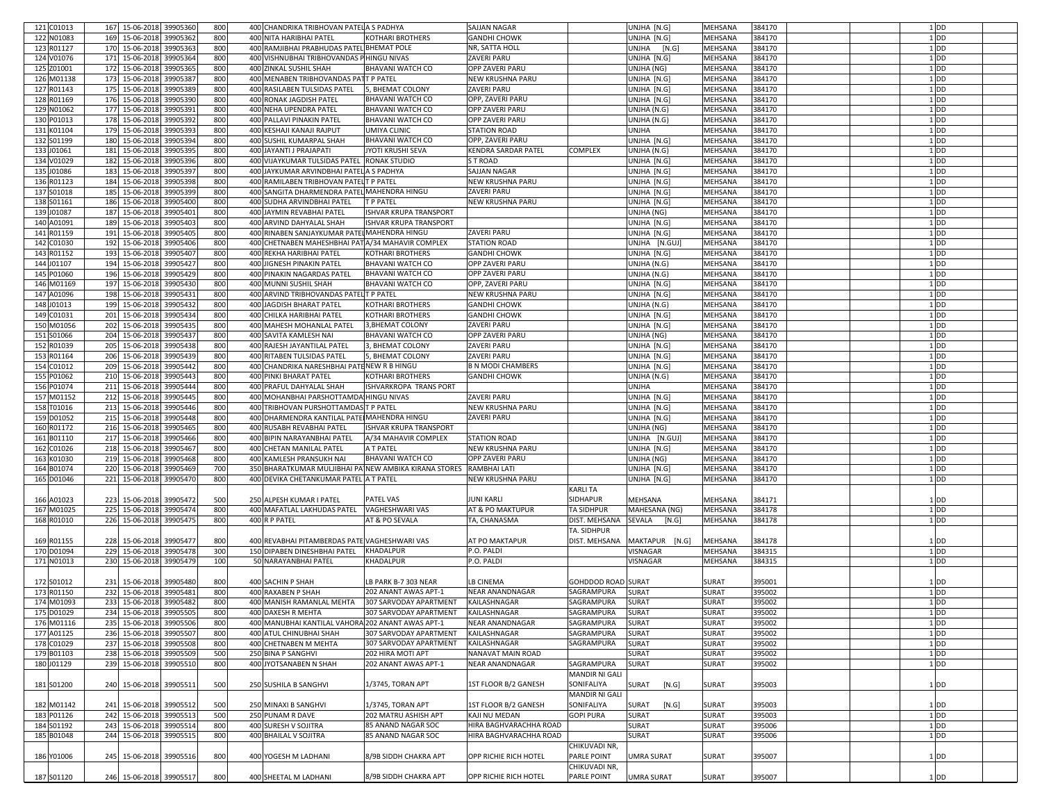| | | | | | | | | | | | | | | | | | |
|---|---|---|---|---|---|---|---|---|---|---|---|---|---|---|---|---|---|
| 121 | C01013 | 167 | 15-06-2018 | 39905360 | 800 | 400 | CHANDRIKA TRIBHOVAN PATEL | A S PADHYA | SAJJAN NAGAR | | UNJHA [N.G] | MEHSANA | 384170 | | | 1 | DD |
| 122 | N01083 | 169 | 15-06-2018 | 39905362 | 800 | 400 | NITA HARIBHAI PATEL | KOTHARI BROTHERS | GANDHI CHOWK | | UNJHA [N.G] | MEHSANA | 384170 | | | 1 | DD |
| 123 | R01127 | 170 | 15-06-2018 | 39905363 | 800 | 400 | RAMJIBHAI PRABHUDAS PATEL | BHEMAT POLE | NR, SATTA HOLL | | UNJHA [N.G] | MEHSANA | 384170 | | | 1 | DD |
| 124 | V01076 | 171 | 15-06-2018 | 39905364 | 800 | 400 | VISHNUBHAI TRIBHOVANDAS P | HINGU NIVAS | ZAVERI PARU | | UNJHA [N.G] | MEHSANA | 384170 | | | 1 | DD |
| 125 | Z01001 | 172 | 15-06-2018 | 39905365 | 800 | 400 | ZINKAL SUSHIL SHAH | BHAVANI WATCH CO | OPP ZAVERI PARU | | UNJHA (NG) | MEHSANA | 384170 | | | 1 | DD |
| 126 | M01138 | 173 | 15-06-2018 | 39905387 | 800 | 400 | MENABEN TRIBHOVANDAS PAT | T P PATEL | NEW KRUSHNA PARU | | UNJHA [N.G] | MEHSANA | 384170 | | | 1 | DD |
| 127 | R01143 | 175 | 15-06-2018 | 39905389 | 800 | 400 | RASILABEN TULSIDAS PATEL | 5, BHEMAT COLONY | ZAVERI PARU | | UNJHA [N.G] | MEHSANA | 384170 | | | 1 | DD |
| 128 | R01169 | 176 | 15-06-2018 | 39905390 | 800 | 400 | RONAK JAGDISH PATEL | BHAVANI WATCH CO | OPP, ZAVERI PARU | | UNJHA [N.G] | MEHSANA | 384170 | | | 1 | DD |
| 129 | N01062 | 177 | 15-06-2018 | 39905391 | 800 | 400 | NEHA UPENDRA PATEL | BHAVANI WATCH CO | OPP ZAVERI PARU | | UNJHA (N.G) | MEHSANA | 384170 | | | 1 | DD |
| 130 | P01013 | 178 | 15-06-2018 | 39905392 | 800 | 400 | PALLAVI PINAKIN PATEL | BHAVANI WATCH CO | OPP ZAVERI PARU | | UNJHA (N.G) | MEHSANA | 384170 | | | 1 | DD |
| 131 | K01104 | 179 | 15-06-2018 | 39905393 | 800 | 400 | KESHAJI KANAJI RAJPUT | UMIYA CLINIC | STATION ROAD | | UNJHA | MEHSANA | 384170 | | | 1 | DD |
| 132 | S01199 | 180 | 15-06-2018 | 39905394 | 800 | 400 | SUSHIL KUMARPAL SHAH | BHAVANI WATCH CO | OPP, ZAVERI PARU | | UNJHA [N.G] | MEHSANA | 384170 | | | 1 | DD |
| 133 | J01061 | 181 | 15-06-2018 | 39905395 | 800 | 400 | JAYANTI J PRAJAPATI | JYOTI KRUSHI SEVA | KENDRA SARDAR PATEL | COMPLEX | UNJHA (N.G) | MEHSANA | 384170 | | | 1 | DD |
| 134 | V01029 | 182 | 15-06-2018 | 39905396 | 800 | 400 | VIJAYKUMAR TULSIDAS PATEL | RONAK STUDIO | S T ROAD | | UNJHA [N.G] | MEHSANA | 384170 | | | 1 | DD |
| 135 | J01086 | 183 | 15-06-2018 | 39905397 | 800 | 400 | JAYKUMAR ARVINDBHAI PATEL | A S PADHYA | SAJJAN NAGAR | | UNJHA [N.G] | MEHSANA | 384170 | | | 1 | DD |
| 136 | R01123 | 184 | 15-06-2018 | 39905398 | 800 | 400 | RAMILABEN TRIBHOVAN PATEL | T P PATEL | NEW KRUSHNA PARU | | UNJHA [N.G] | MEHSANA | 384170 | | | 1 | DD |
| 137 | S01018 | 185 | 15-06-2018 | 39905399 | 800 | 400 | SANGITA DHARMENDRA PATEL | MAHENDRA HINGU | ZAVERI PARU | | UNJHA [N.G] | MEHSANA | 384170 | | | 1 | DD |
| 138 | S01161 | 186 | 15-06-2018 | 39905400 | 800 | 400 | SUDHA ARVINDBHAI PATEL | T P PATEL | NEW KRUSHNA PARU | | UNJHA [N.G] | MEHSANA | 384170 | | | 1 | DD |
| 139 | J01087 | 187 | 15-06-2018 | 39905401 | 800 | 400 | JAYMIN REVABHAI PATEL | ISHVAR KRUPA TRANSPORT | | | UNJHA (NG) | MEHSANA | 384170 | | | 1 | DD |
| 140 | A01091 | 189 | 15-06-2018 | 39905403 | 800 | 400 | ARVIND DAHYALAL SHAH | ISHVAR KRUPA TRANSPORT | | | UNJHA [N.G] | MEHSANA | 384170 | | | 1 | DD |
| 141 | R01159 | 191 | 15-06-2018 | 39905405 | 800 | 400 | RINABEN SANJAYKUMAR PATEL | MAHENDRA HINGU | ZAVERI PARU | | UNJHA [N.G] | MEHSANA | 384170 | | | 1 | DD |
| 142 | C01030 | 192 | 15-06-2018 | 39905406 | 800 | 400 | CHETNABEN MAHESHBHAI PAT | A/34 MAHAVIR COMPLEX | STATION ROAD | | UNJHA [N.GUJ] | MEHSANA | 384170 | | | 1 | DD |
| 143 | R01152 | 193 | 15-06-2018 | 39905407 | 800 | 400 | REKHA HARIBHAI PATEL | KOTHARI BROTHERS | GANDHI CHOWK | | UNJHA [N.G] | MEHSANA | 384170 | | | 1 | DD |
| 144 | J01107 | 194 | 15-06-2018 | 39905427 | 800 | 400 | JIGNESH PINAKIN PATEL | BHAVANI WATCH CO | OPP ZAVERI PARU | | UNJHA (N.G) | MEHSANA | 384170 | | | 1 | DD |
| 145 | P01060 | 196 | 15-06-2018 | 39905429 | 800 | 400 | PINAKIN NAGARDAS PATEL | BHAVANI WATCH CO | OPP ZAVERI PARU | | UNJHA (N.G) | MEHSANA | 384170 | | | 1 | DD |
| 146 | M01169 | 197 | 15-06-2018 | 39905430 | 800 | 400 | MUNNI SUSHIL SHAH | BHAVANI WATCH CO | OPP, ZAVERI PARU | | UNJHA [N.G] | MEHSANA | 384170 | | | 1 | DD |
| 147 | A01096 | 198 | 15-06-2018 | 39905431 | 800 | 400 | ARVIND TRIBHOVANDAS PATEL | T P PATEL | NEW KRUSHNA PARU | | UNJHA [N.G] | MEHSANA | 384170 | | | 1 | DD |
| 148 | J01013 | 199 | 15-06-2018 | 39905432 | 800 | 400 | JAGDISH BHARAT PATEL | KOTHARI BROTHERS | GANDHI CHOWK | | UNJHA (N.G) | MEHSANA | 384170 | | | 1 | DD |
| 149 | C01031 | 201 | 15-06-2018 | 39905434 | 800 | 400 | CHILKA HARIBHAI PATEL | KOTHARI BROTHERS | GANDHI CHOWK | | UNJHA [N.G] | MEHSANA | 384170 | | | 1 | DD |
| 150 | M01056 | 202 | 15-06-2018 | 39905435 | 800 | 400 | MAHESH MOHANLAL PATEL | 3,BHEMAT COLONY | ZAVERI PARU | | UNJHA [N.G] | MEHSANA | 384170 | | | 1 | DD |
| 151 | S01066 | 204 | 15-06-2018 | 39905437 | 800 | 400 | SAVITA KAMLESH NAI | BHAVANI WATCH CO | OPP ZAVERI PARU | | UNJHA (NG) | MEHSANA | 384170 | | | 1 | DD |
| 152 | R01039 | 205 | 15-06-2018 | 39905438 | 800 | 400 | RAJESH JAYANTILAL PATEL | 3, BHEMAT COLONY | ZAVERI PARU | | UNJHA [N.G] | MEHSANA | 384170 | | | 1 | DD |
| 153 | R01164 | 206 | 15-06-2018 | 39905439 | 800 | 400 | RITABEN TULSIDAS PATEL | 5, BHEMAT COLONY | ZAVERI PARU | | UNJHA [N.G] | MEHSANA | 384170 | | | 1 | DD |
| 154 | C01012 | 209 | 15-06-2018 | 39905442 | 800 | 400 | CHANDRIKA NARESHBHAI PATE | NEW R B HINGU | B N MODI CHAMBERS | | UNJHA [N.G] | MEHSANA | 384170 | | | 1 | DD |
| 155 | P01062 | 210 | 15-06-2018 | 39905443 | 800 | 400 | PINKI BHARAT PATEL | KOTHARI BROTHERS | GANDHI CHOWK | | UNJHA (N.G) | MEHSANA | 384170 | | | 1 | DD |
| 156 | P01074 | 211 | 15-06-2018 | 39905444 | 800 | 400 | PRAFUL DAHYALAL SHAH | ISHVARKROPA TRANS PORT | | | UNJHA | MEHSANA | 384170 | | | 1 | DD |
| 157 | M01152 | 212 | 15-06-2018 | 39905445 | 800 | 400 | MOHANBHAI PARSHOTTAMDA | HINGU NIVAS | ZAVERI PARU | | UNJHA [N.G] | MEHSANA | 384170 | | | 1 | DD |
| 158 | T01016 | 213 | 15-06-2018 | 39905446 | 800 | 400 | TRIBHOVAN PURSHOTTAMDAS | T P PATEL | NEW KRUSHNA PARU | | UNJHA [N.G] | MEHSANA | 384170 | | | 1 | DD |
| 159 | D01052 | 215 | 15-06-2018 | 39905448 | 800 | 400 | DHARMENDRA KANTILAL PATEL | MAHENDRA HINGU | ZAVERI PARU | | UNJHA [N.G] | MEHSANA | 384170 | | | 1 | DD |
| 160 | R01172 | 216 | 15-06-2018 | 39905465 | 800 | 400 | RUSABH REVABHAI PATEL | ISHVAR KRUPA TRANSPORT | | | UNJHA (NG) | MEHSANA | 384170 | | | 1 | DD |
| 161 | B01110 | 217 | 15-06-2018 | 39905466 | 800 | 400 | BIPIN NARAYANBHAI PATEL | A/34 MAHAVIR COMPLEX | STATION ROAD | | UNJHA [N.GUJ] | MEHSANA | 384170 | | | 1 | DD |
| 162 | C01026 | 218 | 15-06-2018 | 39905467 | 800 | 400 | CHETAN MANILAL PATEL | A T PATEL | NEW KRUSHNA PARU | | UNJHA [N.G] | MEHSANA | 384170 | | | 1 | DD |
| 163 | K01030 | 219 | 15-06-2018 | 39905468 | 800 | 400 | KAMLESH PRANSUKH NAI | BHAVANI WATCH CO | OPP ZAVERI PARU | | UNJHA (NG) | MEHSANA | 384170 | | | 1 | DD |
| 164 | B01074 | 220 | 15-06-2018 | 39905469 | 700 | 350 | BHARATKUMAR MULJIBHAI PA | NEW AMBIKA KIRANA STORES | RAMBHAI LATI | | UNJHA [N.G] | MEHSANA | 384170 | | | 1 | DD |
| 165 | D01046 | 221 | 15-06-2018 | 39905470 | 800 | 400 | DEVIKA CHETANKUMAR PATEL | A T PATEL | NEW KRUSHNA PARU | | UNJHA [N.G] | MEHSANA | 384170 | | | 1 | DD |
| 166 | A01023 | 223 | 15-06-2018 | 39905472 | 500 | 250 | ALPESH KUMAR I PATEL | PATEL VAS | JUNI KARLI | KARLI TA SIDHPUR | MEHSANA | MEHSANA | 384171 | | | 1 | DD |
| 167 | M01025 | 225 | 15-06-2018 | 39905474 | 800 | 400 | MAFATLAL LAKHUDAS PATEL | VAGHESHWARI VAS | AT & PO MAKTUPUR | TA SIDHPUR | MAHESANA (NG) | MEHSANA | 384178 | | | 1 | DD |
| 168 | R01010 | 226 | 15-06-2018 | 39905475 | 800 | 400 | R P PATEL | AT & PO SEVALA | TA, CHANASMA | DIST. MEHSANA | SEVALA [N.G] | MEHSANA | 384178 | | | 1 | DD |
| 169 | R01155 | 228 | 15-06-2018 | 39905477 | 800 | 400 | REVABHAI PITAMBERDAS PATE | VAGHESHWARI VAS | AT PO MAKTAPUR | TA. SIDHPUR DIST. MEHSANA | MAKTAPUR [N.G] | MEHSANA | 384178 | | | 1 | DD |
| 170 | D01094 | 229 | 15-06-2018 | 39905478 | 300 | 150 | DIPABEN DINESHBHAI PATEL | KHADALPUR | P.O. PALDI | | VISNAGAR | MEHSANA | 384315 | | | 1 | DD |
| 171 | N01013 | 230 | 15-06-2018 | 39905479 | 100 | 50 | NARAYANBHAI PATEL | KHADALPUR | P.O. PALDI | | VISNAGAR | MEHSANA | 384315 | | | 1 | DD |
| 172 | S01012 | 231 | 15-06-2018 | 39905480 | 800 | 400 | SACHIN P SHAH | LB PARK B-7 303 NEAR | LB CINEMA | GOHDDOD ROAD | SURAT | SURAT | 395001 | | | 1 | DD |
| 173 | R01150 | 232 | 15-06-2018 | 39905481 | 800 | 400 | RAXABEN P SHAH | 202 ANANT AWAS APT-1 | NEAR ANANDNAGAR | SAGRAMPURA | SURAT | SURAT | 395002 | | | 1 | DD |
| 174 | M01093 | 233 | 15-06-2018 | 39905482 | 800 | 400 | MANISH RAMANLAL MEHTA | 307 SARVODAY APARTMENT | KAILASHNAGAR | SAGRAMPURA | SURAT | SURAT | 395002 | | | 1 | DD |
| 175 | D01029 | 234 | 15-06-2018 | 39905505 | 800 | 400 | DAXESH R MEHTA | 307 SARVODAY APARTMENT | KAILASHNAGAR | SAGRAMPURA | SURAT | SURAT | 395002 | | | 1 | DD |
| 176 | M01116 | 235 | 15-06-2018 | 39905506 | 800 | 400 | MANUBHAI KANTILAL VAHORA | 202 ANANT AWAS APT-1 | NEAR ANANDNAGAR | SAGRAMPURA | SURAT | SURAT | 395002 | | | 1 | DD |
| 177 | A01125 | 236 | 15-06-2018 | 39905507 | 800 | 400 | ATUL CHINUBHAI SHAH | 307 SARVODAY APARTMENT | KAILASHNAGAR | SAGRAMPURA | SURAT | SURAT | 395002 | | | 1 | DD |
| 178 | C01029 | 237 | 15-06-2018 | 39905508 | 800 | 400 | CHETNABEN M MEHTA | 307 SARVODAY APARTMENT | KAILASHNAGAR | SAGRAMPURA | SURAT | SURAT | 395002 | | | 1 | DD |
| 179 | B01103 | 238 | 15-06-2018 | 39905509 | 500 | 250 | BINA P SANGHVI | 202 HIRA MOTI APT | NANAVAT MAIN ROAD | | SURAT | SURAT | 395002 | | | 1 | DD |
| 180 | J01129 | 239 | 15-06-2018 | 39905510 | 800 | 400 | JYOTSANABEN N SHAH | 202 ANANT AWAS APT-1 | NEAR ANANDNAGAR | SAGRAMPURA | SURAT | SURAT | 395002 | | | 1 | DD |
| 181 | S01200 | 240 | 15-06-2018 | 39905511 | 500 | 250 | SUSHILA B SANGHVI | 1/3745, TORAN APT | 1ST FLOOR B/2 GANESH | MANDIR NI GALI SONIFALIYA | SURAT [N.G] | SURAT | 395003 | | | 1 | DD |
| 182 | M01142 | 241 | 15-06-2018 | 39905512 | 500 | 250 | MINAXI B SANGHVI | 1/3745, TORAN APT | 1ST FLOOR B/2 GANESH | MANDIR NI GALI SONIFALIYA | SURAT [N.G] | SURAT | 395003 | | | 1 | DD |
| 183 | P01126 | 242 | 15-06-2018 | 39905513 | 500 | 250 | PUNAM R DAVE | 202 MATRU ASHISH APT | KAJI NU MEDAN | GOPI PURA | SURAT | SURAT | 395003 | | | 1 | DD |
| 184 | S01192 | 243 | 15-06-2018 | 39905514 | 800 | 400 | SURESH V SOJITRA | 85 ANAND NAGAR SOC | HIRA BAGHVARACHHA ROAD | | SURAT | SURAT | 395006 | | | 1 | DD |
| 185 | B01048 | 244 | 15-06-2018 | 39905515 | 800 | 400 | BHAILAL V SOJITRA | 85 ANAND NAGAR SOC | HIRA BAGHVARACHHA ROAD | | SURAT | SURAT | 395006 | | | 1 | DD |
| 186 | Y01006 | 245 | 15-06-2018 | 39905516 | 800 | 400 | YOGESH M LADHANI | 8/9B SIDDH CHAKRA APT | OPP RICHIE RICH HOTEL | CHIKUVADI NR, PARLE POINT | UMRA SURAT | SURAT | 395007 | | | 1 | DD |
| 187 | S01120 | 246 | 15-06-2018 | 39905517 | 800 | 400 | SHEETAL M LADHANI | 8/9B SIDDH CHAKRA APT | OPP RICHIE RICH HOTEL | CHIKUVADI NR, PARLE POINT | UMRA SURAT | SURAT | 395007 | | | 1 | DD |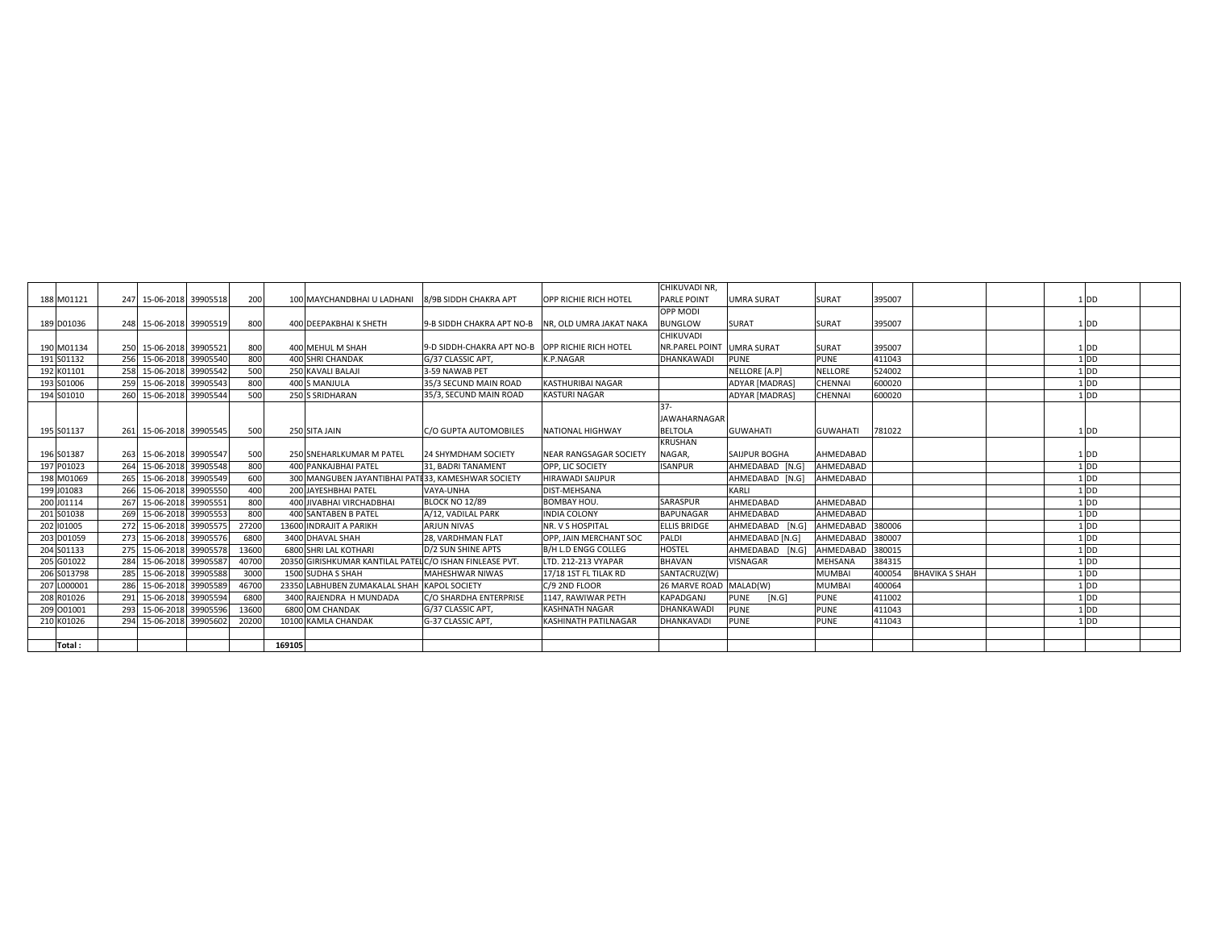| | | | | | | | | | | | | | | | | | | |
|---|---|---|---|---|---|---|---|---|---|---|---|---|---|---|---|---|---|---|
| 188 | M01121 | 247 | 15-06-2018 | 39905518 | 200 | 100 | MAYCHANDBHAI U LADHANI | 8/9B SIDDH CHAKRA APT | OPP RICHIE RICH HOTEL | CHIKUVADI NR, PARLE POINT | UMRA SURAT | SURAT | 395007 | | | 1 | DD | |
| 189 | D01036 | 248 | 15-06-2018 | 39905519 | 800 | 400 | DEEPAKBHAI K SHETH | 9-B SIDDH CHAKRA APT NO-B | NR, OLD UMRA JAKAT NAKA | OPP MODI BUNGLOW | SURAT | SURAT | 395007 | | | 1 | DD | |
| 190 | M01134 | 250 | 15-06-2018 | 39905521 | 800 | 400 | MEHUL M SHAH | 9-D SIDDH-CHAKRA APT NO-B | OPP RICHIE RICH HOTEL | CHIKUVADI NR.PAREL POINT | UMRA SURAT | SURAT | 395007 | | | 1 | DD | |
| 191 | S01132 | 256 | 15-06-2018 | 39905540 | 800 | 400 | SHRI CHANDAK | G/37 CLASSIC APT, | K.P.NAGAR | DHANKAWADI | PUNE | PUNE | 411043 | | | 1 | DD | |
| 192 | K01101 | 258 | 15-06-2018 | 39905542 | 500 | 250 | KAVALI BALAJI | 3-59 NAWAB PET | | | NELLORE [A.P] | NELLORE | 524002 | | | 1 | DD | |
| 193 | S01006 | 259 | 15-06-2018 | 39905543 | 800 | 400 | S MANJULA | 35/3 SECUND MAIN ROAD | KASTHURIBAI NAGAR | | ADYAR [MADRAS] | CHENNAI | 600020 | | | 1 | DD | |
| 194 | S01010 | 260 | 15-06-2018 | 39905544 | 500 | 250 | S SRIDHARAN | 35/3, SECUND MAIN ROAD | KASTURI NAGAR | | ADYAR [MADRAS] | CHENNAI | 600020 | | | 1 | DD | |
| 195 | S01137 | 261 | 15-06-2018 | 39905545 | 500 | 250 | SITA JAIN | C/O GUPTA AUTOMOBILES | NATIONAL HIGHWAY | 37-JAWAHARNAGAR BELTOLA | GUWAHATI | GUWAHATI | 781022 | | | 1 | DD | |
| 196 | S01387 | 263 | 15-06-2018 | 39905547 | 500 | 250 | SNEHARLKUMAR M PATEL | 24 SHYMDHAM SOCIETY | NEAR RANGSAGAR SOCIETY | KRUSHAN NAGAR, | SAIJPUR BOGHA | AHMEDABAD | | | | 1 | DD | |
| 197 | P01023 | 264 | 15-06-2018 | 39905548 | 800 | 400 | PANKAJBHAI PATEL | 31, BADRI TANAMENT | OPP, LIC SOCIETY | ISANPUR | AHMEDABAD [N.G] | AHMEDABAD | | | | 1 | DD | |
| 198 | M01069 | 265 | 15-06-2018 | 39905549 | 600 | 300 | MANGUBEN JAYANTIBHAI PATE | 33, KAMESHWAR SOCIETY | HIRAWADI SAIJPUR | | AHMEDABAD [N.G] | AHMEDABAD | | | | 1 | DD | |
| 199 | J01083 | 266 | 15-06-2018 | 39905550 | 400 | 200 | JAYESHBHAI PATEL | VAYA-UNHA | DIST-MEHSANA | | KARLI | | | | | 1 | DD | |
| 200 | J01114 | 267 | 15-06-2018 | 39905551 | 800 | 400 | JIVABHAI VIRCHADBHAI | BLOCK NO 12/89 | BOMBAY HOU. | SARASPUR | AHMEDABAD | AHMEDABAD | | | | 1 | DD | |
| 201 | S01038 | 269 | 15-06-2018 | 39905553 | 800 | 400 | SANTABEN B PATEL | A/12, VADILAL PARK | INDIA COLONY | BAPUNAGAR | AHMEDABAD | AHMEDABAD | | | | 1 | DD | |
| 202 | I01005 | 272 | 15-06-2018 | 39905575 | 27200 | 13600 | INDRAJIT A PARIKH | ARJUN NIVAS | NR. V S HOSPITAL | ELLIS BRIDGE | AHMEDABAD [N.G] | AHMEDABAD | 380006 | | | 1 | DD | |
| 203 | D01059 | 273 | 15-06-2018 | 39905576 | 6800 | 3400 | DHAVAL SHAH | 28, VARDHMAN FLAT | OPP, JAIN MERCHANT SOC | PALDI | AHMEDABAD [N.G] | AHMEDABAD | 380007 | | | 1 | DD | |
| 204 | S01133 | 275 | 15-06-2018 | 39905578 | 13600 | 6800 | SHRI LAL KOTHARI | D/2 SUN SHINE APTS | B/H L.D ENGG COLLEG | HOSTEL | AHMEDABAD [N.G] | AHMEDABAD | 380015 | | | 1 | DD | |
| 205 | G01022 | 284 | 15-06-2018 | 39905587 | 40700 | 20350 | GIRISHKUMAR KANTILAL PATEL | C/O ISHAN FINLEASE PVT. | LTD. 212-213 VYAPAR | BHAVAN | VISNAGAR | MEHSANA | 384315 | | | 1 | DD | |
| 206 | S013798 | 285 | 15-06-2018 | 39905588 | 3000 | 1500 | SUDHA S SHAH | MAHESHWAR NIWAS | 17/18 1ST FL TILAK RD | SANTACRUZ(W) | | MUMBAI | 400054 | BHAVIKA S SHAH | | 1 | DD | |
| 207 | L000001 | 286 | 15-06-2018 | 39905589 | 46700 | 23350 | LABHUBEN ZUMAKALAL SHAH | KAPOL SOCIETY | C/9 2ND FLOOR | 26 MARVE ROAD | MALAD(W) | MUMBAI | 400064 | | | 1 | DD | |
| 208 | R01026 | 291 | 15-06-2018 | 39905594 | 6800 | 3400 | RAJENDRA H MUNDADA | C/O SHARDHA ENTERPRISE | 1147, RAWIWAR PETH | KAPADGANJ | PUNE [N.G] | PUNE | 411002 | | | 1 | DD | |
| 209 | O01001 | 293 | 15-06-2018 | 39905596 | 13600 | 6800 | OM CHANDAK | G/37 CLASSIC APT, | KASHNATH NAGAR | DHANKAWADI | PUNE | PUNE | 411043 | | | 1 | DD | |
| 210 | K01026 | 294 | 15-06-2018 | 39905602 | 20200 | 10100 | KAMLA CHANDAK | G-37 CLASSIC APT, | KASHINATH PATILNAGAR | DHANKAVADI | PUNE | PUNE | 411043 | | | 1 | DD | |
| | | | | | | | | | | | | | | | | | | |
| | Total : | | | | | 169105 | | | | | | | | | | | | |